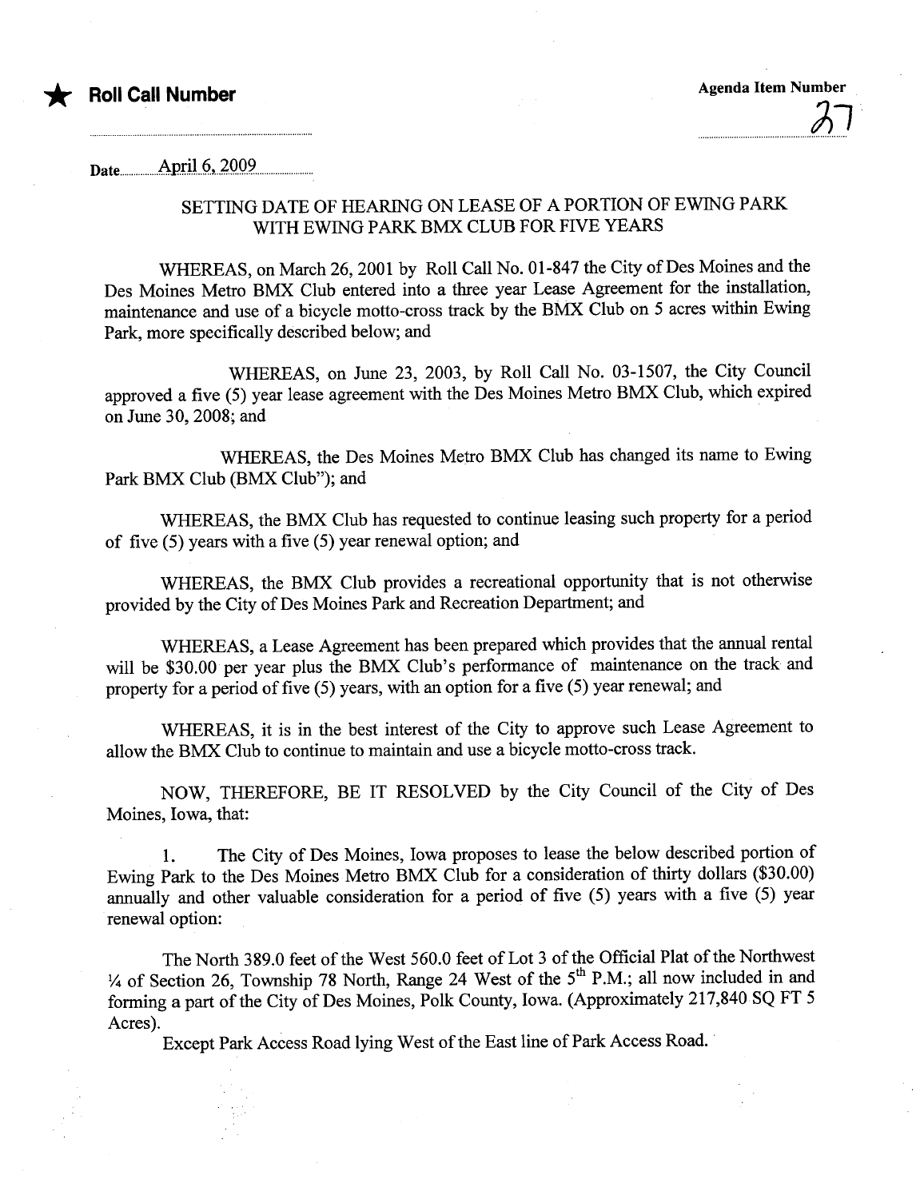★ **Roll Call Number**

**Agenda Item Number**

37

Date April 6, 2009

## SETTING DATE OF HEARING ON LEASE OF A PORTION OF EWING PARK WITH EWING PARK BMX CLUB FOR FIVE YEARS

WHEREAS, on March 26, 2001 by Roll Call No. 01-847 the City of Des Moines and the Des Moines Metro BMX Club entered into a three year Lease Agreement for the installation, maintenance and use of a bicycle motto-cross track by the BMX Club on 5 acres within Ewing Park, more specifically described below; and

WHEREAS, on June 23, 2003, by Roll Call No. 03-1507, the City Council approved a five (5) year lease agreement with the Des Moines Metro BMX Club, which expired on June 30, 2008; and

WHEREAS, the Des Moines Metro BMX Club has changed its name to Ewing Park BMX Club (BMX Club"); and

WHEREAS, the BMX Club has requested to continue leasing such property for a period of five (5) years with a five (5) year renewal option; and

WHEREAS, the BMX Club provides a recreational opportunity that is not otherwise provided by the City of Des Moines Park and Recreation Department; and

WHEREAS, a Lease Agreement has been prepared which provides that the annual rental will be $30.00 per year plus the BMX Club's performance of maintenance on the track and property for a period of five (5) years, with an option for a five (5) year renewal; and

WHEREAS, it is in the best interest of the City to approve such Lease Agreement to allow the BMX Club to continue to maintain and use a bicycle motto-cross track.

NOW, THEREFORE, BE IT RESOLVED by the City Council of the City of Des Moines, Iowa, that:

1. The City of Des Moines, Iowa proposes to lease the below described portion of Ewing Park to the Des Moines Metro BMX Club for a consideration of thirty dollars ($30.00) annually and other valuable consideration for a period of five (5) years with a five (5) year renewal option:

The North 389.0 feet of the West 560.0 feet of Lot 3 of the Official Plat of the Northwest ¼ of Section 26, Township 78 North, Range 24 West of the 5th P.M.; all now included in and forming a part of the City of Des Moines, Polk County, Iowa. (Approximately 217,840 SQ FT 5 Acres).

Except Park Access Road lying West of the East line of Park Access Road.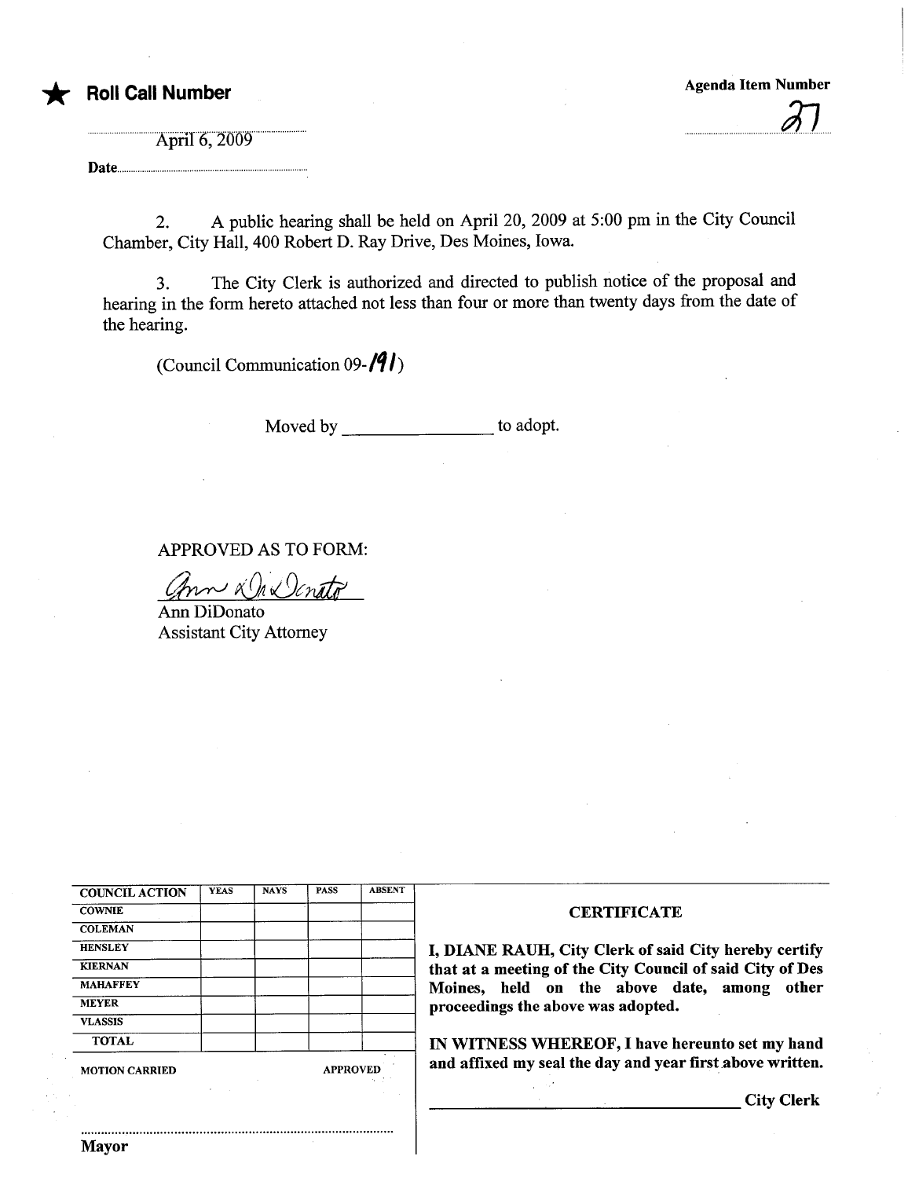★ **Roll Call Number**

April 6, 2009

Date.........................

**Agenda Item Number**

27

2. A public hearing shall be held on April 20, 2009 at 5:00 pm in the City Council Chamber, City Hall, 400 Robert D. Ray Drive, Des Moines, Iowa.

3. The City Clerk is authorized and directed to publish notice of the proposal and hearing in the form hereto attached not less than four or more than twenty days from the date of the hearing.

(Council Communication 09-191)

Moved by ________________ to adopt.

APPROVED AS TO FORM:

Ann DiDonato
Assistant City Attorney

| COUNCIL ACTION | YEAS | NAYS | PASS | ABSENT |
|---|---|---|---|---|
| COWNIE | | | | |
| COLEMAN | | | | |
| HENSLEY | | | | |
| KIERNAN | | | | |
| MAHAFFEY | | | | |
| MEYER | | | | |
| VLASSIS | | | | |
| TOTAL | | | | |

MOTION CARRIED APPROVED

.........................................................
Mayor

**CERTIFICATE**

**I, DIANE RAUH, City Clerk of said City hereby certify that at a meeting of the City Council of said City of Des Moines, held on the above date, among other proceedings the above was adopted.**

**IN WITNESS WHEREOF, I have hereunto set my hand and affixed my seal the day and year first above written.**

________________________________ **City Clerk**